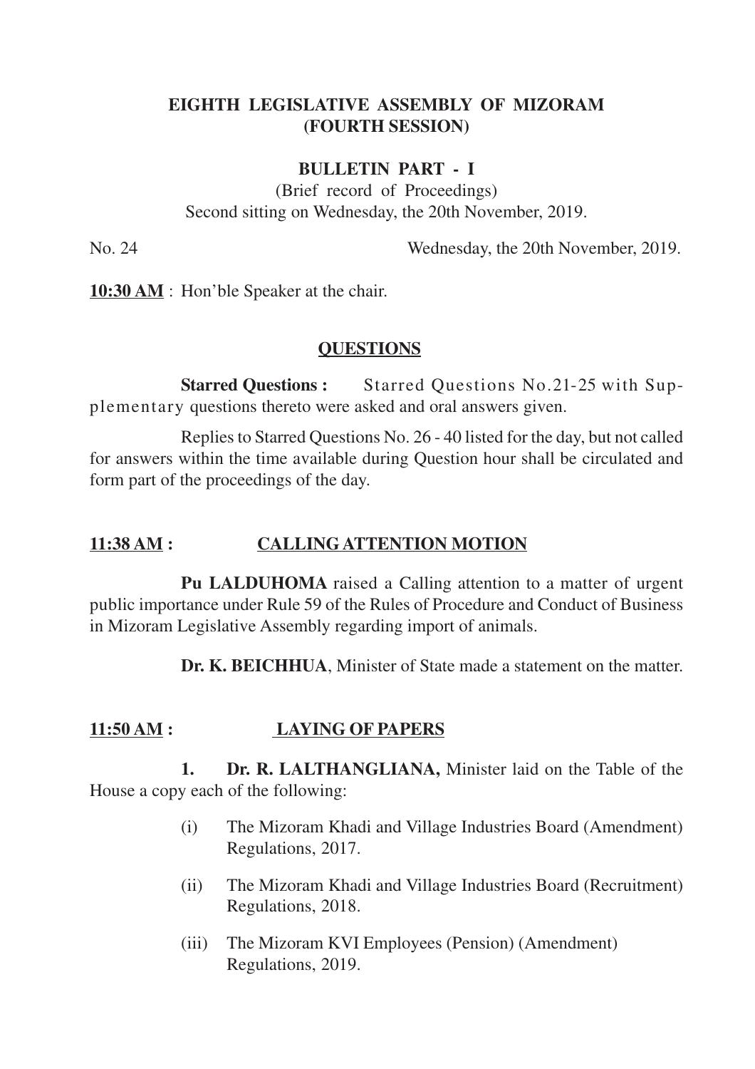# EIGHTH LEGISLATIVE ASSEMBLY OF MIZORAM
# (FOURTH SESSION)

## BULLETIN PART - I

(Brief record of Proceedings)
Second sitting on Wednesday, the 20th November, 2019.

No. 24 Wednesday, the 20th November, 2019.

**10:30 AM** : Hon'ble Speaker at the chair.

### QUESTIONS

**Starred Questions :** Starred Questions No.21-25 with Supplementary questions thereto were asked and oral answers given.

Replies to Starred Questions No. 26 - 40 listed for the day, but not called for answers within the time available during Question hour shall be circulated and form part of the proceedings of the day.

### 11:38 AM : CALLING ATTENTION MOTION

**Pu LALDUHOMA** raised a Calling attention to a matter of urgent public importance under Rule 59 of the Rules of Procedure and Conduct of Business in Mizoram Legislative Assembly regarding import of animals.

**Dr. K. BEICHHUA**, Minister of State made a statement on the matter.

### 11:50 AM : LAYING OF PAPERS

**1. Dr. R. LALTHANGLIANA,** Minister laid on the Table of the House a copy each of the following:

(i) The Mizoram Khadi and Village Industries Board (Amendment) Regulations, 2017.

(ii) The Mizoram Khadi and Village Industries Board (Recruitment) Regulations, 2018.

(iii) The Mizoram KVI Employees (Pension) (Amendment) Regulations, 2019.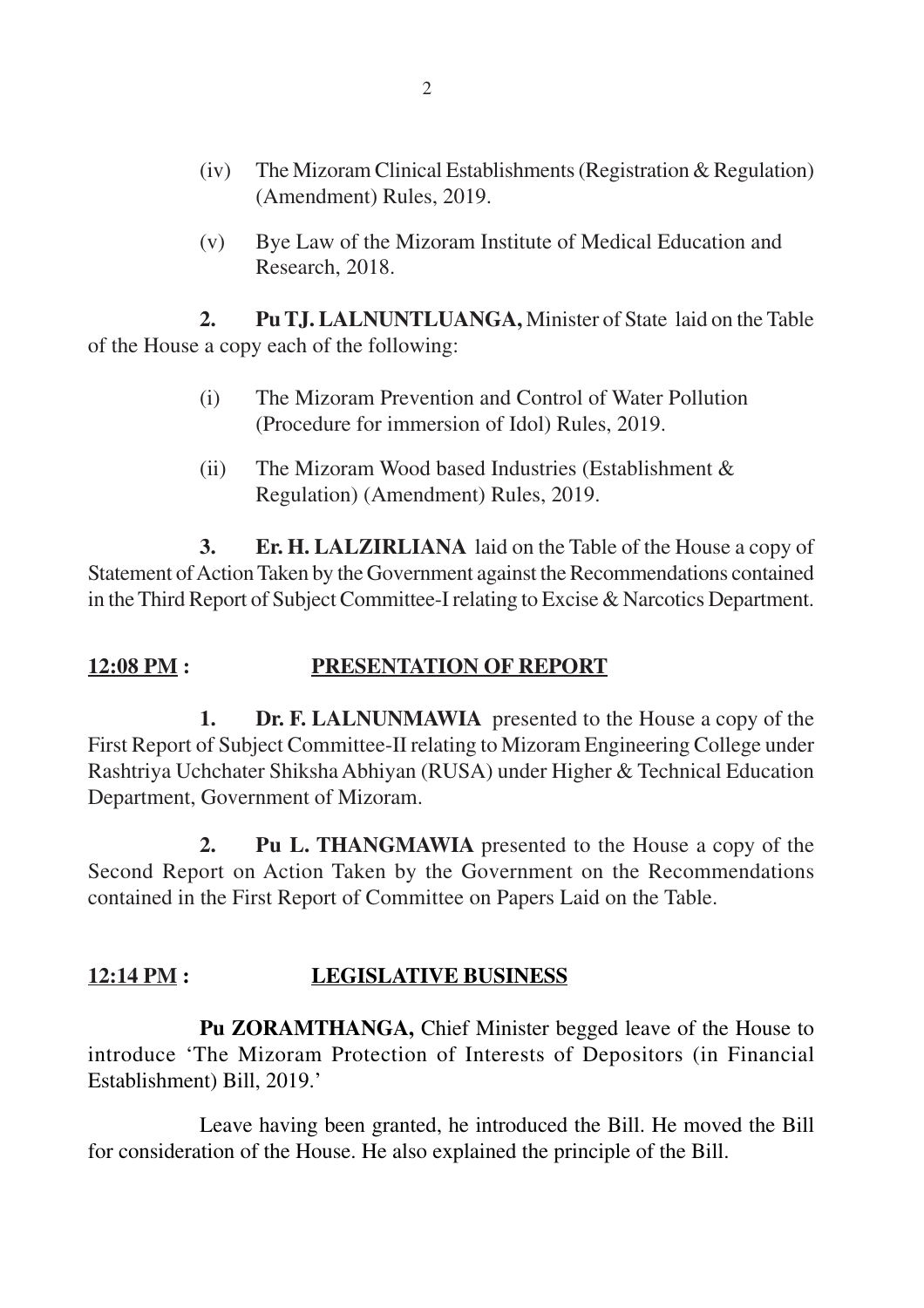(iv) The Mizoram Clinical Establishments (Registration & Regulation) (Amendment) Rules, 2019.

(v) Bye Law of the Mizoram Institute of Medical Education and Research, 2018.

**2. Pu TJ. LALNUNTLUANGA,** Minister of State laid on the Table of the House a copy each of the following:

(i) The Mizoram Prevention and Control of Water Pollution (Procedure for immersion of Idol) Rules, 2019.

(ii) The Mizoram Wood based Industries (Establishment & Regulation) (Amendment) Rules, 2019.

**3. Er. H. LALZIRLIANA** laid on the Table of the House a copy of Statement of Action Taken by the Government against the Recommendations contained in the Third Report of Subject Committee-I relating to Excise & Narcotics Department.

**<u>12:08 PM</u> : <u>PRESENTATION OF REPORT</u>**

**1. Dr. F. LALNUNMAWIA** presented to the House a copy of the First Report of Subject Committee-II relating to Mizoram Engineering College under Rashtriya Uchchater Shiksha Abhiyan (RUSA) under Higher & Technical Education Department, Government of Mizoram.

**2. Pu L. THANGMAWIA** presented to the House a copy of the Second Report on Action Taken by the Government on the Recommendations contained in the First Report of Committee on Papers Laid on the Table.

**<u>12:14 PM</u> : <u>LEGISLATIVE BUSINESS</u>**

**Pu ZORAMTHANGA,** Chief Minister begged leave of the House to introduce 'The Mizoram Protection of Interests of Depositors (in Financial Establishment) Bill, 2019.'

Leave having been granted, he introduced the Bill. He moved the Bill for consideration of the House. He also explained the principle of the Bill.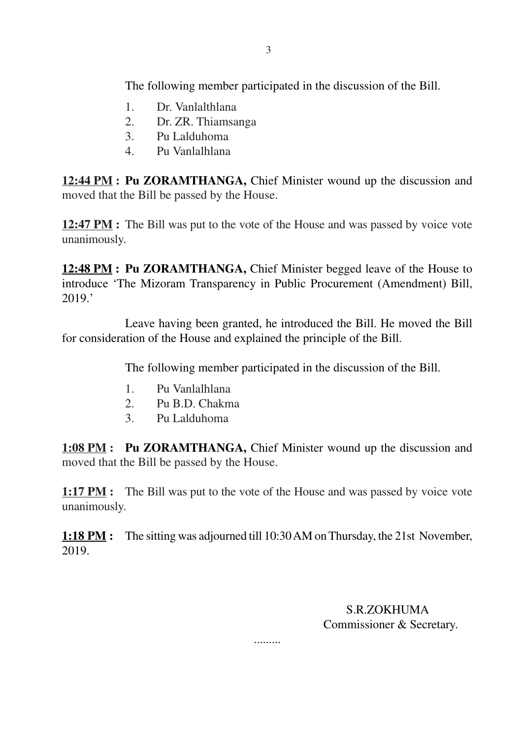The following member participated in the discussion of the Bill.

1. Dr. Vanlalthlana
2. Dr. ZR. Thiamsanga
3. Pu Lalduhoma
4. Pu Vanlalhlana

**12:44 PM : Pu ZORAMTHANGA,** Chief Minister wound up the discussion and moved that the Bill be passed by the House.

**12:47 PM :** The Bill was put to the vote of the House and was passed by voice vote unanimously.

**12:48 PM : Pu ZORAMTHANGA,** Chief Minister begged leave of the House to introduce 'The Mizoram Transparency in Public Procurement (Amendment) Bill, 2019.'

Leave having been granted, he introduced the Bill. He moved the Bill for consideration of the House and explained the principle of the Bill.

The following member participated in the discussion of the Bill.

1. Pu Vanlalhlana
2. Pu B.D. Chakma
3. Pu Lalduhoma

**1:08 PM : Pu ZORAMTHANGA,** Chief Minister wound up the discussion and moved that the Bill be passed by the House.

**1:17 PM :** The Bill was put to the vote of the House and was passed by voice vote unanimously.

**1:18 PM :** The sitting was adjourned till 10:30 AM on Thursday, the 21st November, 2019.

S.R.ZOKHUMA
Commissioner & Secretary.

.........